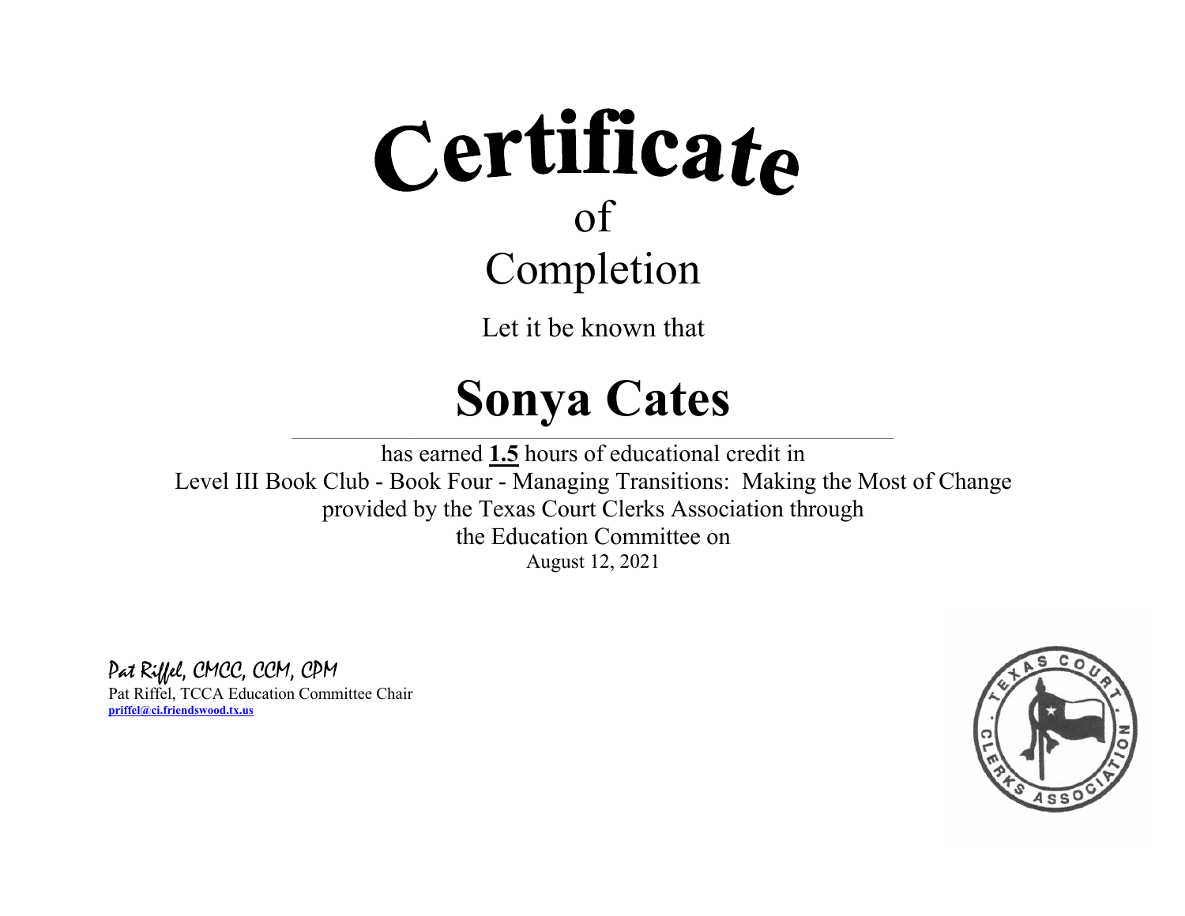# Certificate

of

Completion

Let it be known that

## Sonya Cates

has earned **1.5** hours of educational credit in
Level III Book Club - Book Four - Managing Transitions: Making the Most of Change
provided by the Texas Court Clerks Association through
the Education Committee on
August 12, 2021

*Pat Riffel, CMCC, CCM, CPM*
Pat Riffel, TCCA Education Committee Chair
**priffel@ci.friendswood.tx.us**

TEXAS COURT CLERKS ASSOCIATION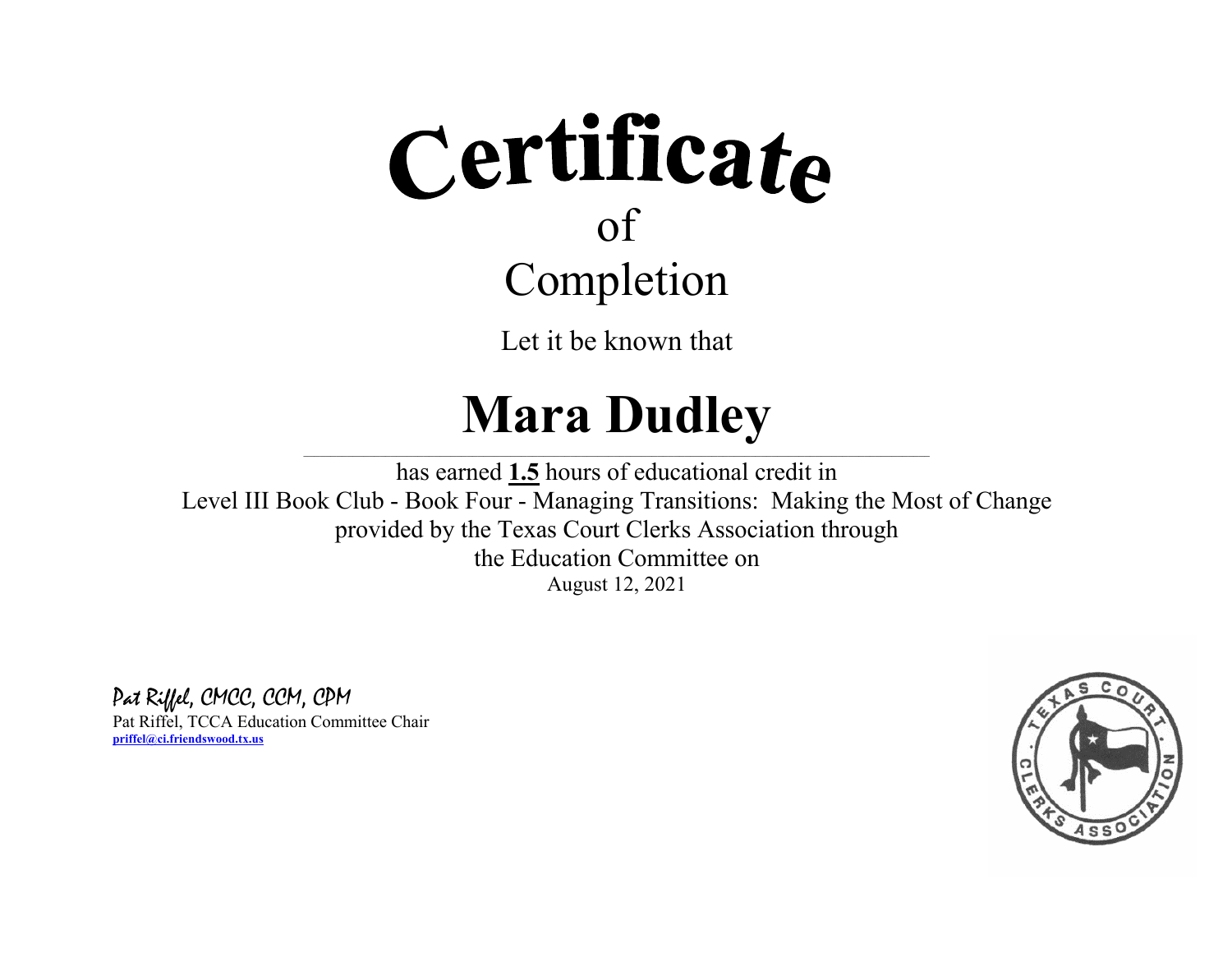# Certificate

of

## Completion

Let it be known that

# Mara Dudley

has earned **1.5** hours of educational credit in

Level III Book Club - Book Four - Managing Transitions: Making the Most of Change

provided by the Texas Court Clerks Association through

the Education Committee on

August 12, 2021

*Pat Riffel, CMCC, CCM, CPM*

Pat Riffel, TCCA Education Committee Chair

**priffel@ci.friendswood.tx.us**

TEXAS COURT CLERKS ASSOCIATION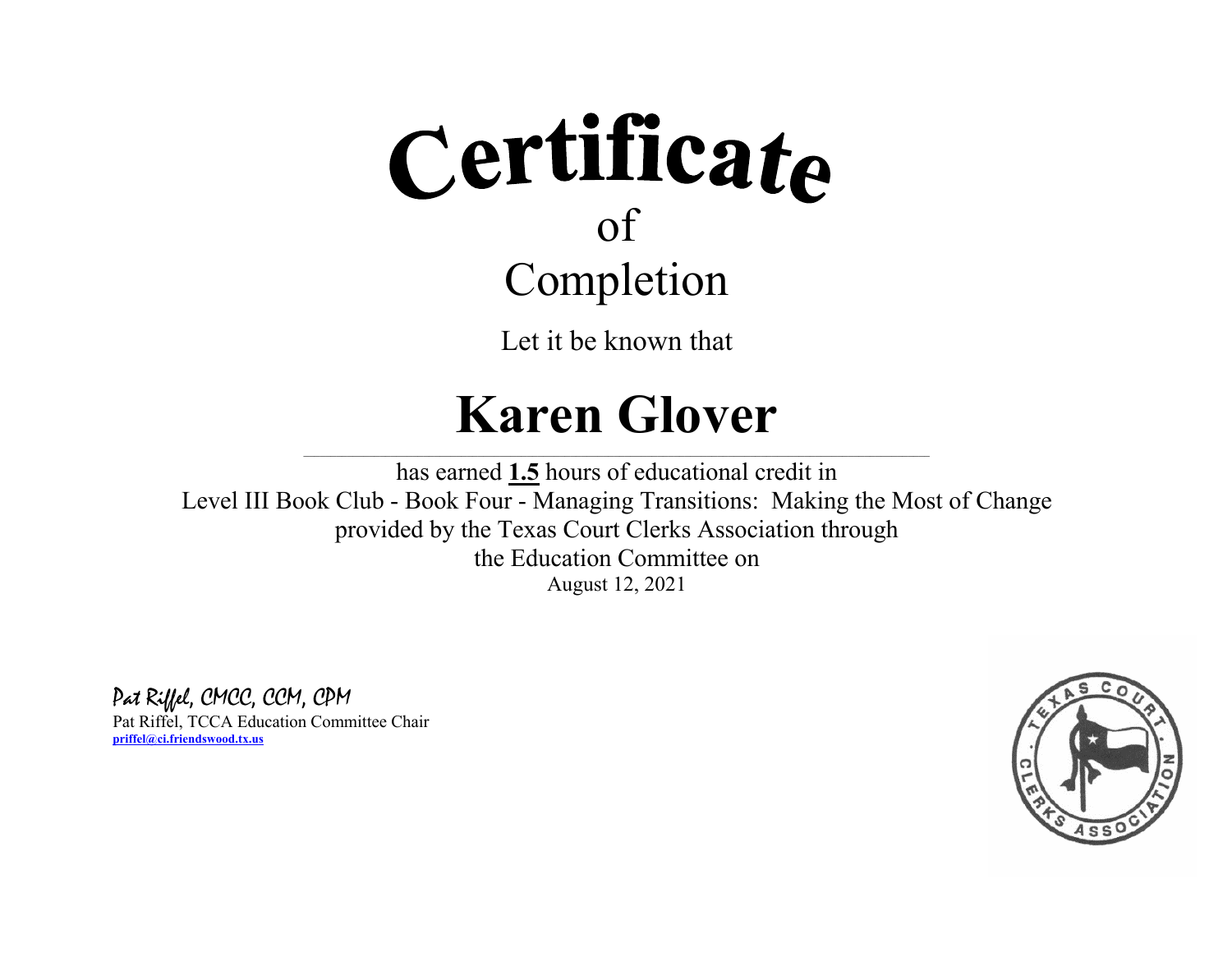# Certificate
of
Completion

Let it be known that

# Karen Glover

has earned **1.5** hours of educational credit in
Level III Book Club - Book Four - Managing Transitions: Making the Most of Change
provided by the Texas Court Clerks Association through
the Education Committee on
August 12, 2021

*Pat Riffel, CMCC, CCM, CPM*
Pat Riffel, TCCA Education Committee Chair
**priffel@ci.friendswood.tx.us**

TEXAS COURT CLERKS ASSOCIATION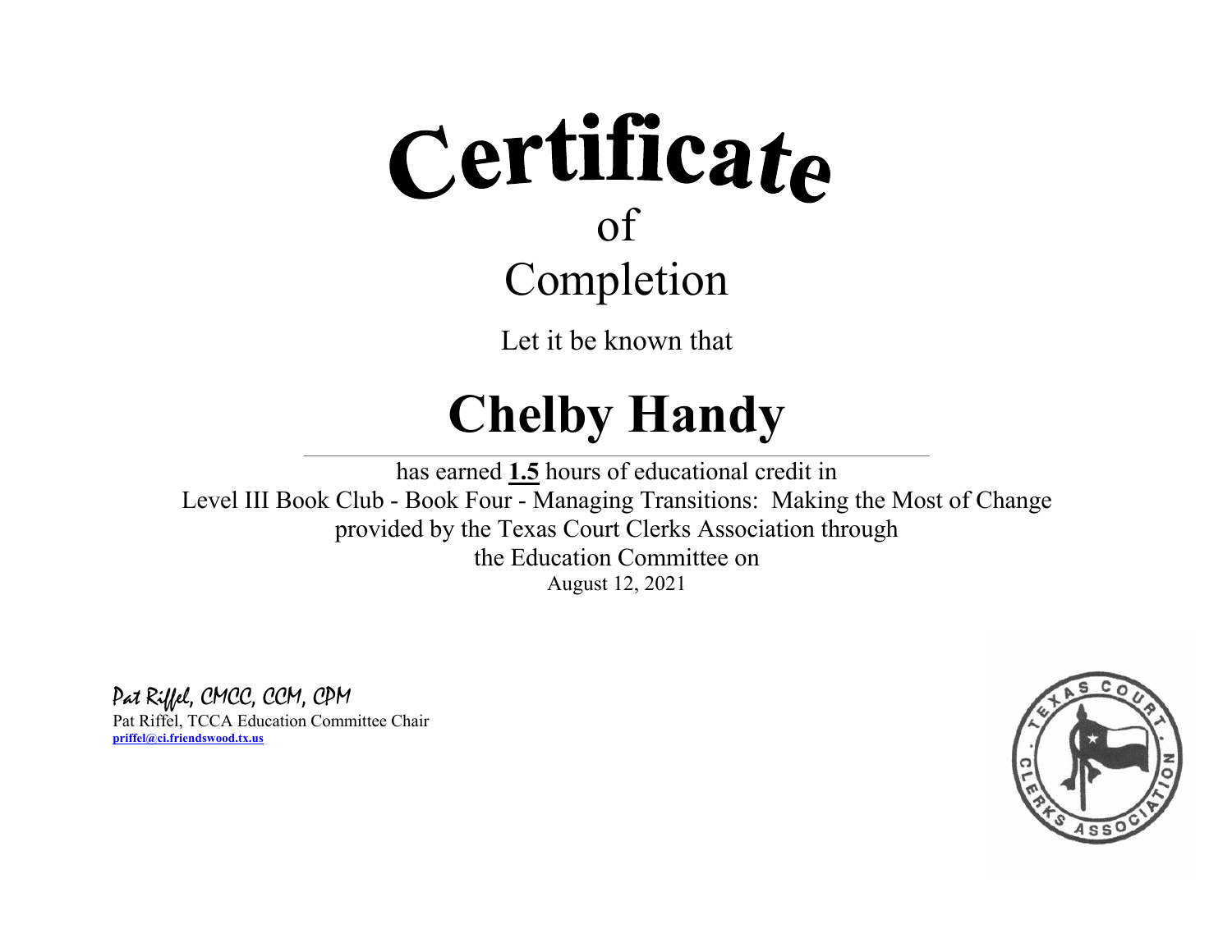# Certificate

of

Completion

Let it be known that

## Chelby Handy

has earned **1.5** hours of educational credit in

Level III Book Club - Book Four - Managing Transitions: Making the Most of Change

provided by the Texas Court Clerks Association through

the Education Committee on

August 12, 2021

*Pat Riffel, CMCC, CCM, CPM*

Pat Riffel, TCCA Education Committee Chair

priffel@ci.friendswood.tx.us

TEXAS COURT CLERKS ASSOCIATION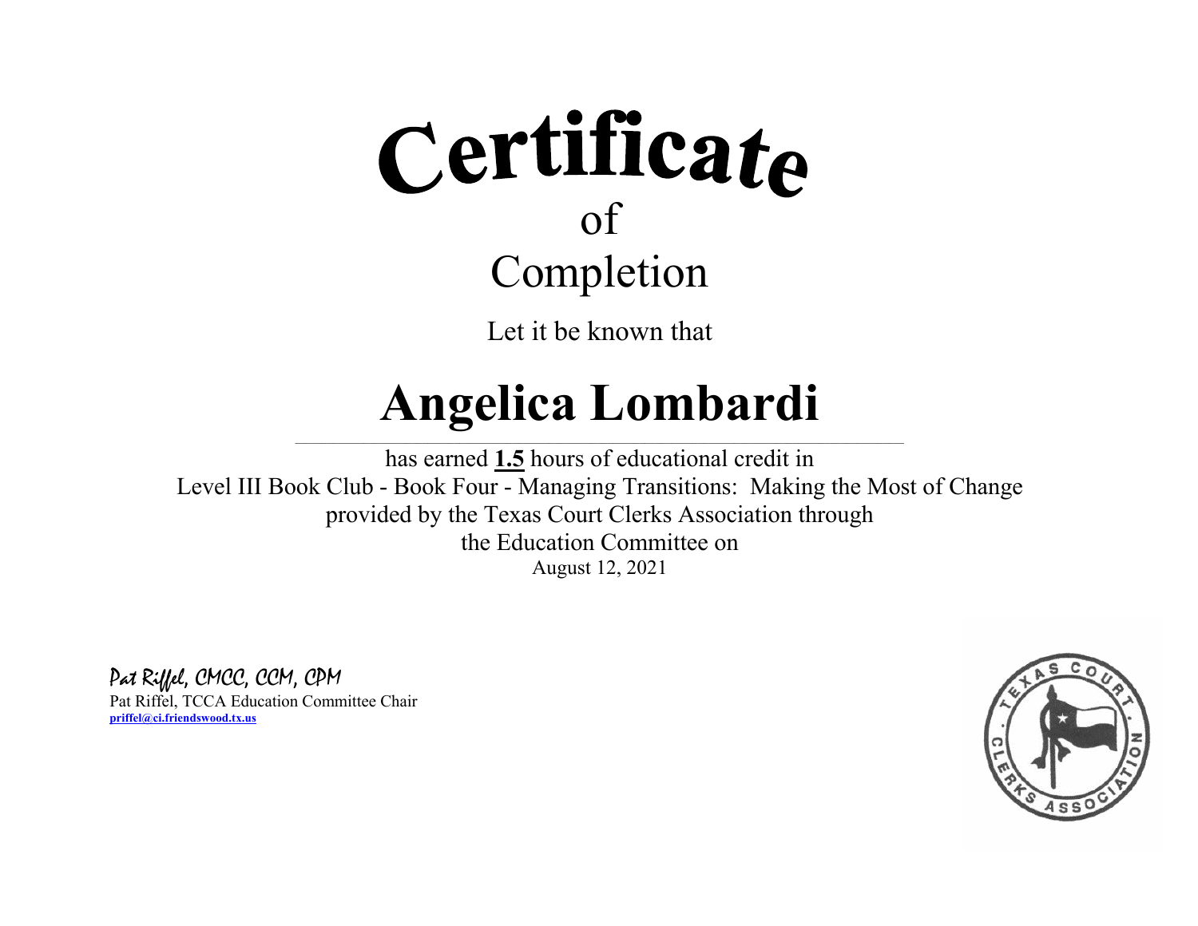# Certificate

of

Completion

Let it be known that

# Angelica Lombardi

has earned **1.5** hours of educational credit in
Level III Book Club - Book Four - Managing Transitions: Making the Most of Change
provided by the Texas Court Clerks Association through
the Education Committee on
August 12, 2021

*Pat Riffel, CMCC, CCM, CPM*
Pat Riffel, TCCA Education Committee Chair
**priffel@ci.friendswood.tx.us**

TEXAS COURT CLERKS ASSOCIATION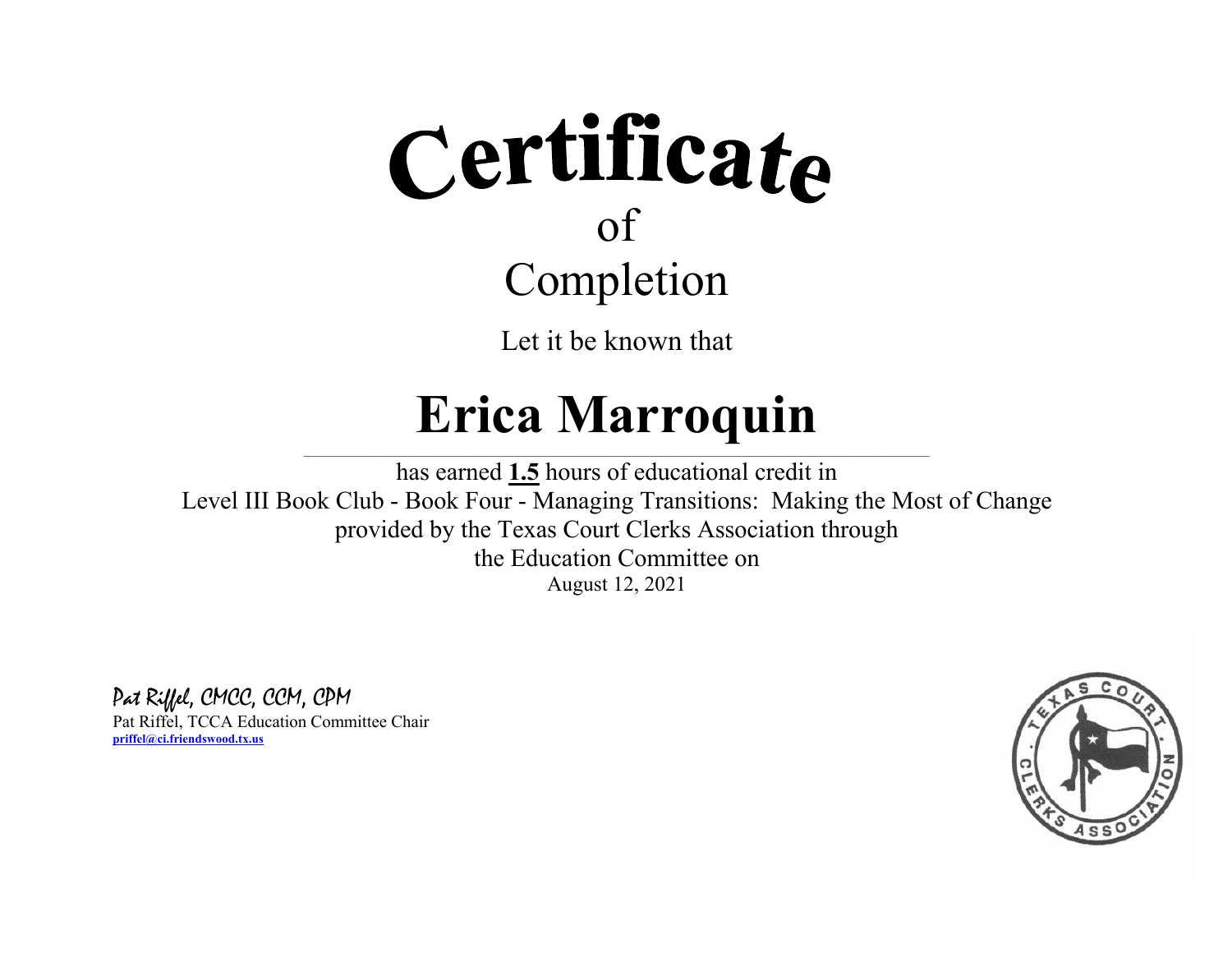# Certificate

of

Completion

Let it be known that

# Erica Marroquin

has earned **1.5** hours of educational credit in
Level III Book Club - Book Four - Managing Transitions: Making the Most of Change
provided by the Texas Court Clerks Association through
the Education Committee on
August 12, 2021

*Pat Riffel, CMCC, CCM, CPM*
Pat Riffel, TCCA Education Committee Chair
**priffel@ci.friendswood.tx.us**

TEXAS COURT CLERKS ASSOCIATION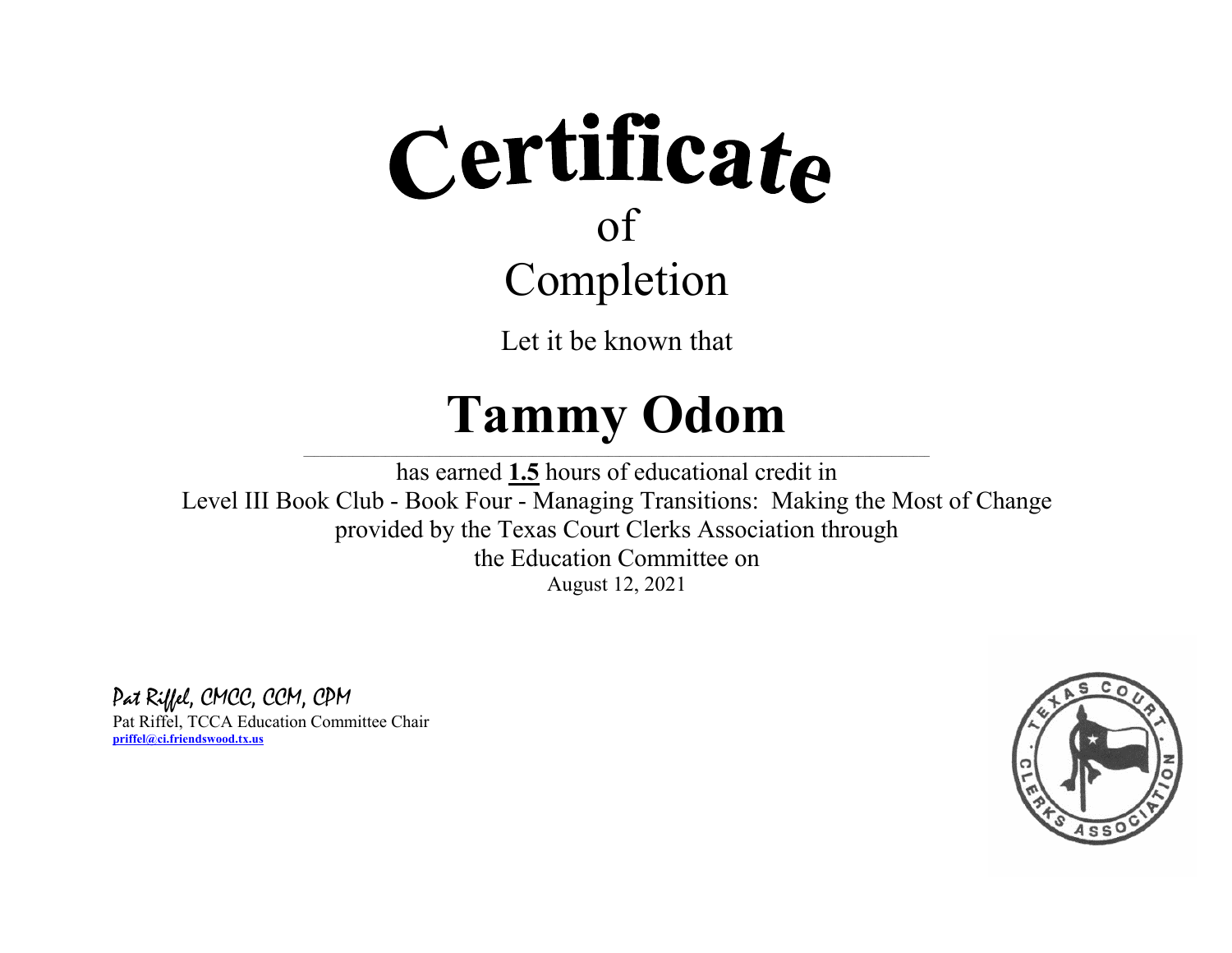# Certificate

of

## Completion

Let it be known that

# Tammy Odom

has earned **1.5** hours of educational credit in
Level III Book Club - Book Four - Managing Transitions: Making the Most of Change
provided by the Texas Court Clerks Association through
the Education Committee on
August 12, 2021

*Pat Riffel, CMCC, CCM, CPM*
Pat Riffel, TCCA Education Committee Chair
**priffel@ci.friendswood.tx.us**

TEXAS COURT CLERKS ASSOCIATION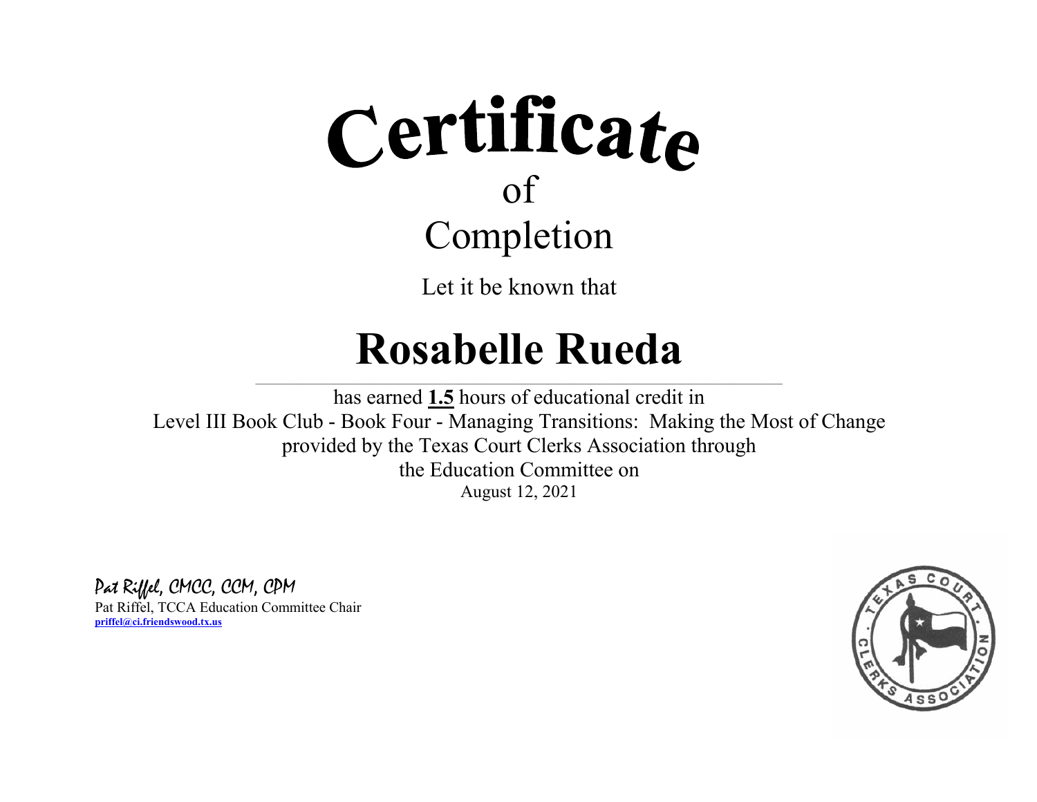# Certificate

of

## Completion

Let it be known that

# Rosabelle Rueda

has earned **1.5** hours of educational credit in
Level III Book Club - Book Four - Managing Transitions: Making the Most of Change
provided by the Texas Court Clerks Association through
the Education Committee on
August 12, 2021

*Pat Riffel, CMCC, CCM, CPM*
Pat Riffel, TCCA Education Committee Chair
priffel@ci.friendswood.tx.us

TEXAS COURT CLERKS ASSOCIATION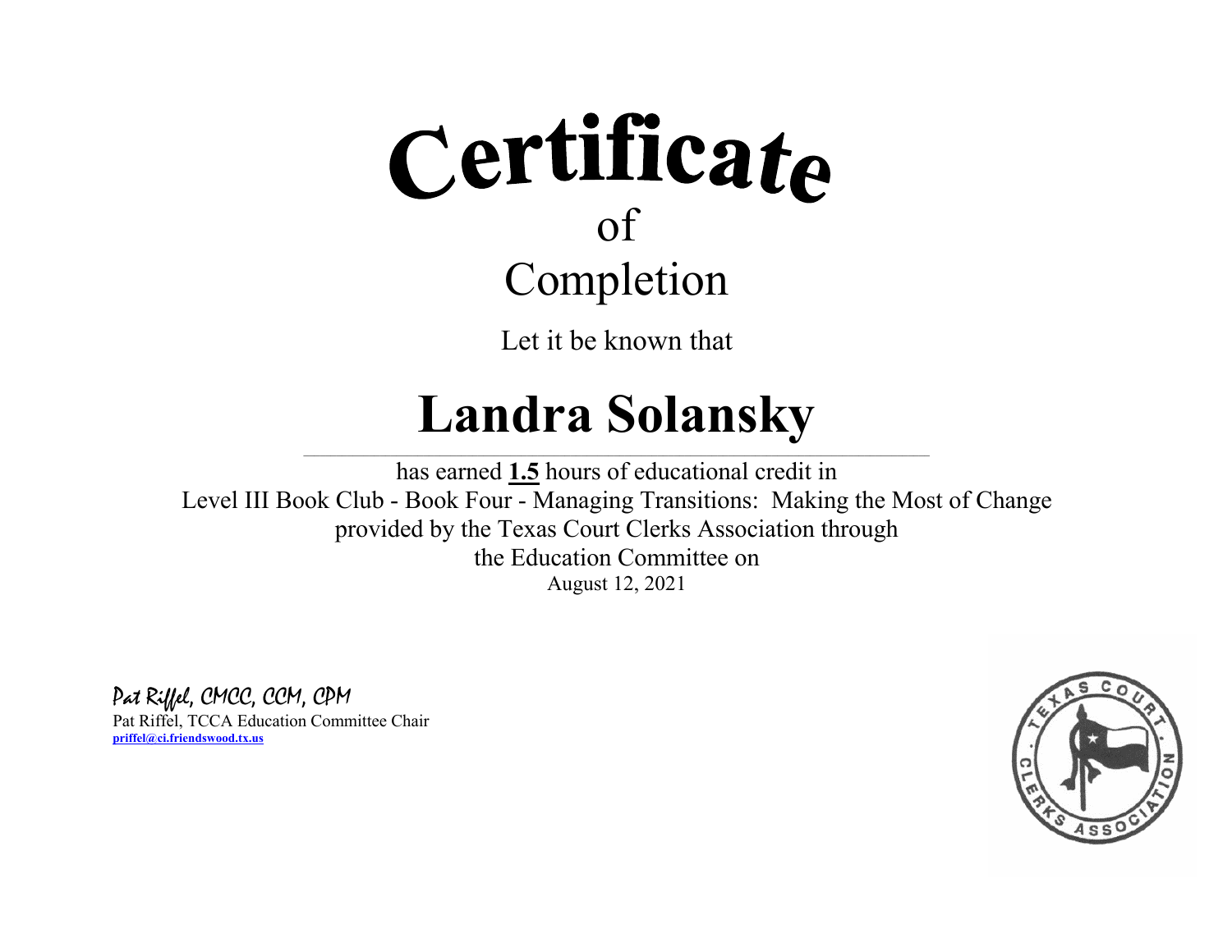# Certificate

of

## Completion

Let it be known that

# Landra Solansky

has earned **1.5** hours of educational credit in
Level III Book Club - Book Four - Managing Transitions: Making the Most of Change
provided by the Texas Court Clerks Association through
the Education Committee on
August 12, 2021

*Pat Riffel, CMCC, CCM, CPM*
Pat Riffel, TCCA Education Committee Chair
**priffel@ci.friendswood.tx.us**

TEXAS COURT CLERKS ASSOCIATION